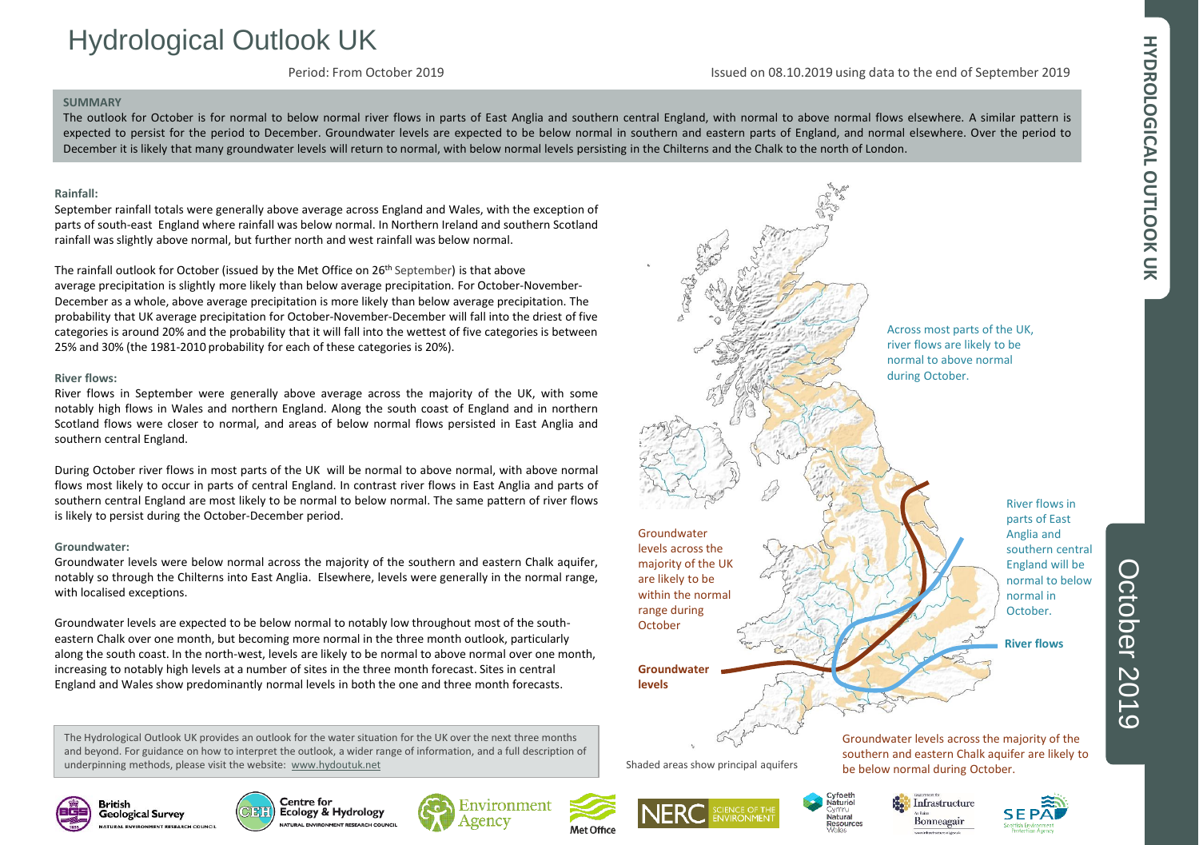# Hydrological Outlook UK

Period: From October 2019

Issued on 08.10.2019 using data to the end of September 2019

**SUMMARY**

The outlook for October is for normal to below normal river flows in parts of East Anglia and southern central England, with normal to above normal flows elsewhere. A similar pattern is expected to persist for the period to December. Groundwater levels are expected to be below normal in southern and eastern parts of England, and normal elsewhere. Over the period to December it is likely that many groundwater levels will return to normal, with below normal levels persisting in the Chilterns and the Chalk to the north of London.

**Rainfall:**

September rainfall totals were generally above average across England and Wales, with the exception of parts of south-east England where rainfall was below normal. In Northern Ireland and southern Scotland rainfall was slightly above normal, but further north and west rainfall was below normal.

The rainfall outlook for October (issued by the Met Office on 26th September) is that above average precipitation is slightly more likely than below average precipitation. For October-November-December as a whole, above average precipitation is more likely than below average precipitation. The probability that UK average precipitation for October-November-December will fall into the driest of five categories is around 20% and the probability that it will fall into the wettest of five categories is between 25% and 30% (the 1981-2010 probability for each of these categories is 20%).

**River flows:**

River flows in September were generally above average across the majority of the UK, with some notably high flows in Wales and northern England. Along the south coast of England and in northern Scotland flows were closer to normal, and areas of below normal flows persisted in East Anglia and southern central England.

During October river flows in most parts of the UK will be normal to above normal, with above normal flows most likely to occur in parts of central England. In contrast river flows in East Anglia and parts of southern central England are most likely to be normal to below normal. The same pattern of river flows is likely to persist during the October-December period.

**Groundwater:**

Groundwater levels were below normal across the majority of the southern and eastern Chalk aquifer, notably so through the Chilterns into East Anglia. Elsewhere, levels were generally in the normal range, with localised exceptions.

Groundwater levels are expected to be below normal to notably low throughout most of the south-eastern Chalk over one month, but becoming more normal in the three month outlook, particularly along the south coast. In the north-west, levels are likely to be normal to above normal over one month, increasing to notably high levels at a number of sites in the three month forecast. Sites in central England and Wales show predominantly normal levels in both the one and three month forecasts.

The Hydrological Outlook UK provides an outlook for the water situation for the UK over the next three months and beyond. For guidance on how to interpret the outlook, a wider range of information, and a full description of underpinning methods, please visit the website: www.hydoutuk.net

Across most parts of the UK, river flows are likely to be normal to above normal during October.

River flows in parts of East Anglia and southern central England will be normal to below normal in October.

**River flows**

Groundwater levels across the majority of the UK are likely to be within the normal range during October

**Groundwater levels**

Groundwater levels across the majority of the southern and eastern Chalk aquifer are likely to be below normal during October.

Shaded areas show principal aquifers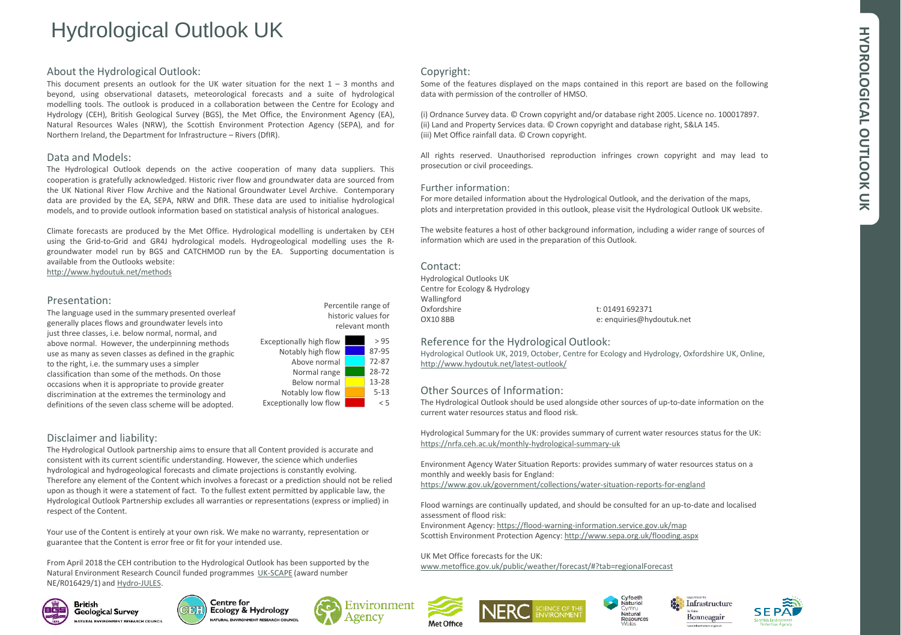# Hydrological Outlook UK

## About the Hydrological Outlook:

This document presents an outlook for the UK water situation for the next 1 – 3 months and beyond, using observational datasets, meteorological forecasts and a suite of hydrological modelling tools. The outlook is produced in a collaboration between the Centre for Ecology and Hydrology (CEH), British Geological Survey (BGS), the Met Office, the Environment Agency (EA), Natural Resources Wales (NRW), the Scottish Environment Protection Agency (SEPA), and for Northern Ireland, the Department for Infrastructure – Rivers (DfIR).

## Data and Models:

The Hydrological Outlook depends on the active cooperation of many data suppliers. This cooperation is gratefully acknowledged. Historic river flow and groundwater data are sourced from the UK National River Flow Archive and the National Groundwater Level Archive. Contemporary data are provided by the EA, SEPA, NRW and DfIR. These data are used to initialise hydrological models, and to provide outlook information based on statistical analysis of historical analogues.

Climate forecasts are produced by the Met Office. Hydrological modelling is undertaken by CEH using the Grid-to-Grid and GR4J hydrological models. Hydrogeological modelling uses the R-groundwater model run by BGS and CATCHMOD run by the EA. Supporting documentation is available from the Outlooks website:
http://www.hydoutuk.net/methods

## Presentation:

The language used in the summary presented overleaf generally places flows and groundwater levels into just three classes, i.e. below normal, normal, and above normal. However, the underpinning methods use as many as seven classes as defined in the graphic to the right, i.e. the summary uses a simpler classification than some of the methods. On those occasions when it is appropriate to provide greater discrimination at the extremes the terminology and definitions of the seven class scheme will be adopted.

| Class | Percentile range of historic values for relevant month |
|---|---|
| Exceptionally high flow | > 95 |
| Notably high flow | 87-95 |
| Above normal | 72-87 |
| Normal range | 28-72 |
| Below normal | 13-28 |
| Notably low flow | 5-13 |
| Exceptionally low flow | < 5 |

## Disclaimer and liability:

The Hydrological Outlook partnership aims to ensure that all Content provided is accurate and consistent with its current scientific understanding. However, the science which underlies hydrological and hydrogeological forecasts and climate projections is constantly evolving. Therefore any element of the Content which involves a forecast or a prediction should not be relied upon as though it were a statement of fact. To the fullest extent permitted by applicable law, the Hydrological Outlook Partnership excludes all warranties or representations (express or implied) in respect of the Content.

Your use of the Content is entirely at your own risk. We make no warranty, representation or guarantee that the Content is error free or fit for your intended use.

From April 2018 the CEH contribution to the Hydrological Outlook has been supported by the Natural Environment Research Council funded programmes UK-SCAPE (award number NE/R016429/1) and Hydro-JULES.

## Copyright:

Some of the features displayed on the maps contained in this report are based on the following data with permission of the controller of HMSO.

(i) Ordnance Survey data. © Crown copyright and/or database right 2005. Licence no. 100017897.
(ii) Land and Property Services data. © Crown copyright and database right, S&LA 145.
(iii) Met Office rainfall data. © Crown copyright.

All rights reserved. Unauthorised reproduction infringes crown copyright and may lead to prosecution or civil proceedings.

## Further information:

For more detailed information about the Hydrological Outlook, and the derivation of the maps, plots and interpretation provided in this outlook, please visit the Hydrological Outlook UK website.

The website features a host of other background information, including a wider range of sources of information which are used in the preparation of this Outlook.

## Contact:

Hydrological Outlooks UK
Centre for Ecology & Hydrology
Wallingford
Oxfordshire
OX10 8BB

t: 01491 692371
e: enquiries@hydoutuk.net

## Reference for the Hydrological Outlook:

Hydrological Outlook UK, 2019, October, Centre for Ecology and Hydrology, Oxfordshire UK, Online, http://www.hydoutuk.net/latest-outlook/

## Other Sources of Information:

The Hydrological Outlook should be used alongside other sources of up-to-date information on the current water resources status and flood risk.

Hydrological Summary for the UK: provides summary of current water resources status for the UK:
https://nrfa.ceh.ac.uk/monthly-hydrological-summary-uk

Environment Agency Water Situation Reports: provides summary of water resources status on a monthly and weekly basis for England:
https://www.gov.uk/government/collections/water-situation-reports-for-england

Flood warnings are continually updated, and should be consulted for an up-to-date and localised assessment of flood risk:
Environment Agency: https://flood-warning-information.service.gov.uk/map
Scottish Environment Protection Agency: http://www.sepa.org.uk/flooding.aspx

UK Met Office forecasts for the UK:
www.metoffice.gov.uk/public/weather/forecast/#?tab=regionalForecast